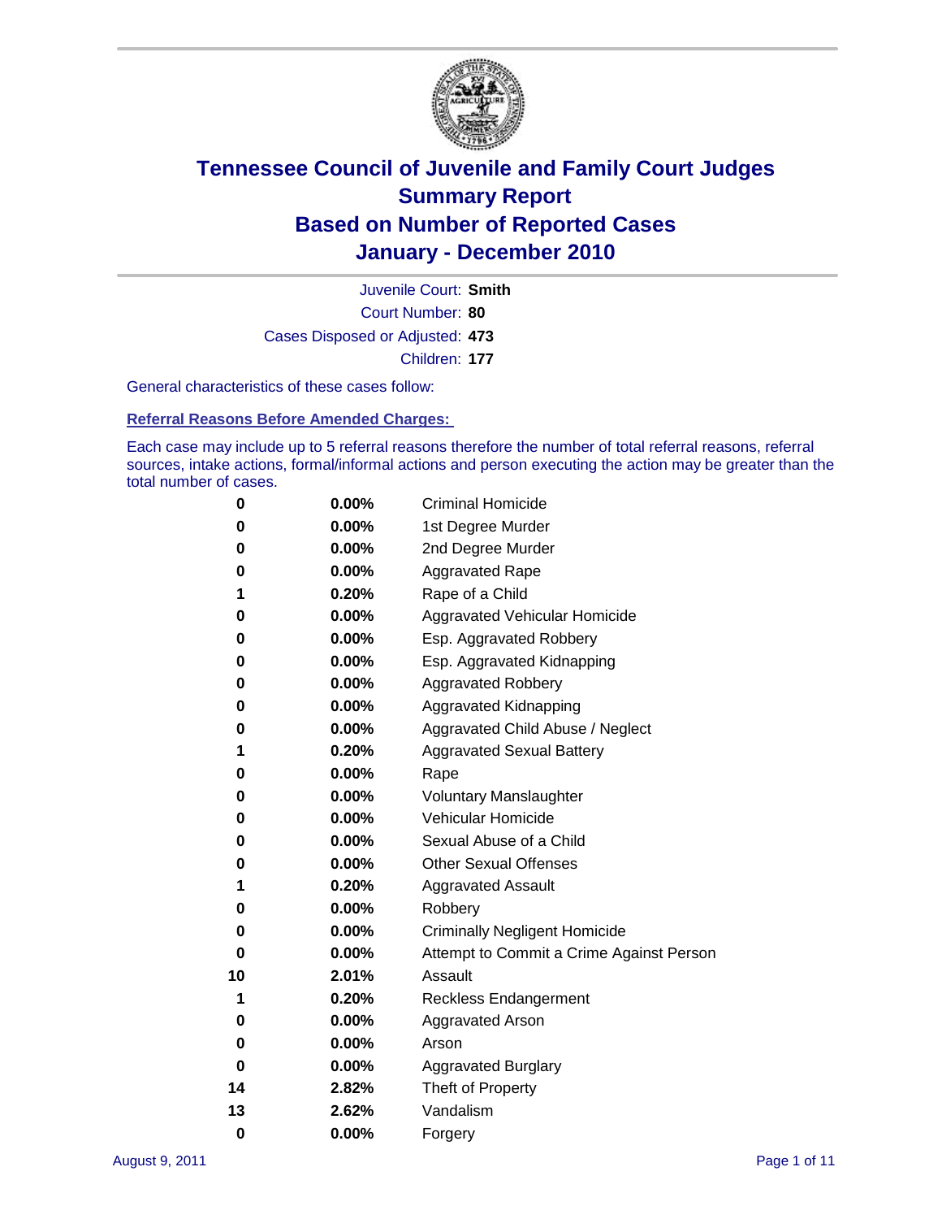# Tennessee Council of Juvenile and Family Court Judges
## Summary Report
## Based on Number of Reported Cases
## January - December 2010

Juvenile Court: **Smith**
Court Number: **80**
Cases Disposed or Adjusted: **473**
Children: **177**

General characteristics of these cases follow:

### Referral Reasons Before Amended Charges:

Each case may include up to 5 referral reasons therefore the number of total referral reasons, referral sources, intake actions, formal/informal actions and person executing the action may be greater than the total number of cases.

| Count | Percent | Referral Reason |
|---|---|---|
| 0 | 0.00% | Criminal Homicide |
| 0 | 0.00% | 1st Degree Murder |
| 0 | 0.00% | 2nd Degree Murder |
| 0 | 0.00% | Aggravated Rape |
| 1 | 0.20% | Rape of a Child |
| 0 | 0.00% | Aggravated Vehicular Homicide |
| 0 | 0.00% | Esp. Aggravated Robbery |
| 0 | 0.00% | Esp. Aggravated Kidnapping |
| 0 | 0.00% | Aggravated Robbery |
| 0 | 0.00% | Aggravated Kidnapping |
| 0 | 0.00% | Aggravated Child Abuse / Neglect |
| 1 | 0.20% | Aggravated Sexual Battery |
| 0 | 0.00% | Rape |
| 0 | 0.00% | Voluntary Manslaughter |
| 0 | 0.00% | Vehicular Homicide |
| 0 | 0.00% | Sexual Abuse of a Child |
| 0 | 0.00% | Other Sexual Offenses |
| 1 | 0.20% | Aggravated Assault |
| 0 | 0.00% | Robbery |
| 0 | 0.00% | Criminally Negligent Homicide |
| 0 | 0.00% | Attempt to Commit a Crime Against Person |
| 10 | 2.01% | Assault |
| 1 | 0.20% | Reckless Endangerment |
| 0 | 0.00% | Aggravated Arson |
| 0 | 0.00% | Arson |
| 0 | 0.00% | Aggravated Burglary |
| 14 | 2.82% | Theft of Property |
| 13 | 2.62% | Vandalism |
| 0 | 0.00% | Forgery |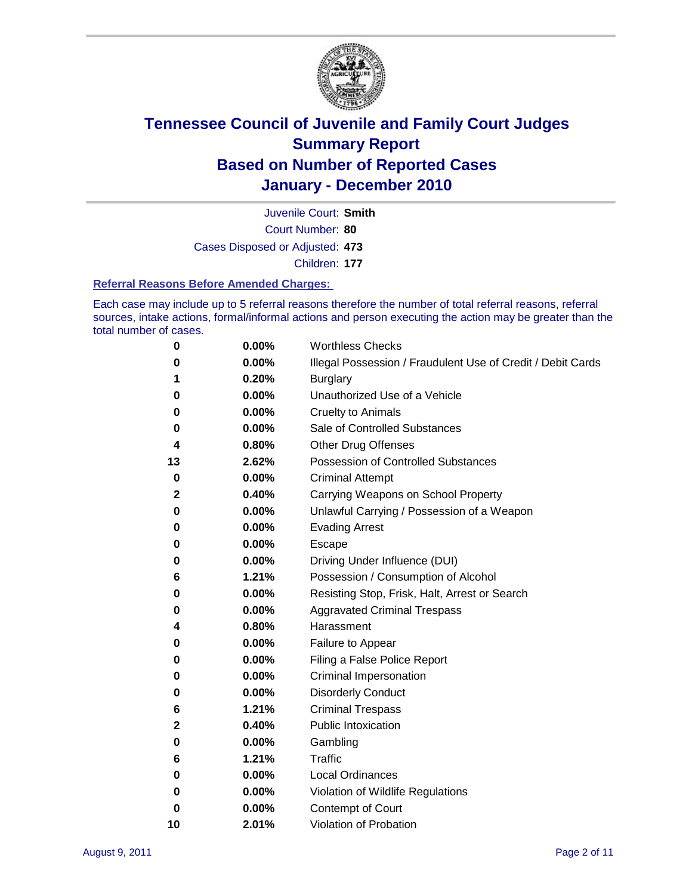# Tennessee Council of Juvenile and Family Court Judges
# Summary Report
# Based on Number of Reported Cases
# January - December 2010

Juvenile Court: **Smith**

Court Number: **80**

Cases Disposed or Adjusted: **473**

Children: **177**

### Referral Reasons Before Amended Charges:

Each case may include up to 5 referral reasons therefore the number of total referral reasons, referral sources, intake actions, formal/informal actions and person executing the action may be greater than the total number of cases.

| | | |
|---|---|---|
| 0 | 0.00% | Worthless Checks |
| 0 | 0.00% | Illegal Possession / Fraudulent Use of Credit / Debit Cards |
| 1 | 0.20% | Burglary |
| 0 | 0.00% | Unauthorized Use of a Vehicle |
| 0 | 0.00% | Cruelty to Animals |
| 0 | 0.00% | Sale of Controlled Substances |
| 4 | 0.80% | Other Drug Offenses |
| 13 | 2.62% | Possession of Controlled Substances |
| 0 | 0.00% | Criminal Attempt |
| 2 | 0.40% | Carrying Weapons on School Property |
| 0 | 0.00% | Unlawful Carrying / Possession of a Weapon |
| 0 | 0.00% | Evading Arrest |
| 0 | 0.00% | Escape |
| 0 | 0.00% | Driving Under Influence (DUI) |
| 6 | 1.21% | Possession / Consumption of Alcohol |
| 0 | 0.00% | Resisting Stop, Frisk, Halt, Arrest or Search |
| 0 | 0.00% | Aggravated Criminal Trespass |
| 4 | 0.80% | Harassment |
| 0 | 0.00% | Failure to Appear |
| 0 | 0.00% | Filing a False Police Report |
| 0 | 0.00% | Criminal Impersonation |
| 0 | 0.00% | Disorderly Conduct |
| 6 | 1.21% | Criminal Trespass |
| 2 | 0.40% | Public Intoxication |
| 0 | 0.00% | Gambling |
| 6 | 1.21% | Traffic |
| 0 | 0.00% | Local Ordinances |
| 0 | 0.00% | Violation of Wildlife Regulations |
| 0 | 0.00% | Contempt of Court |
| 10 | 2.01% | Violation of Probation |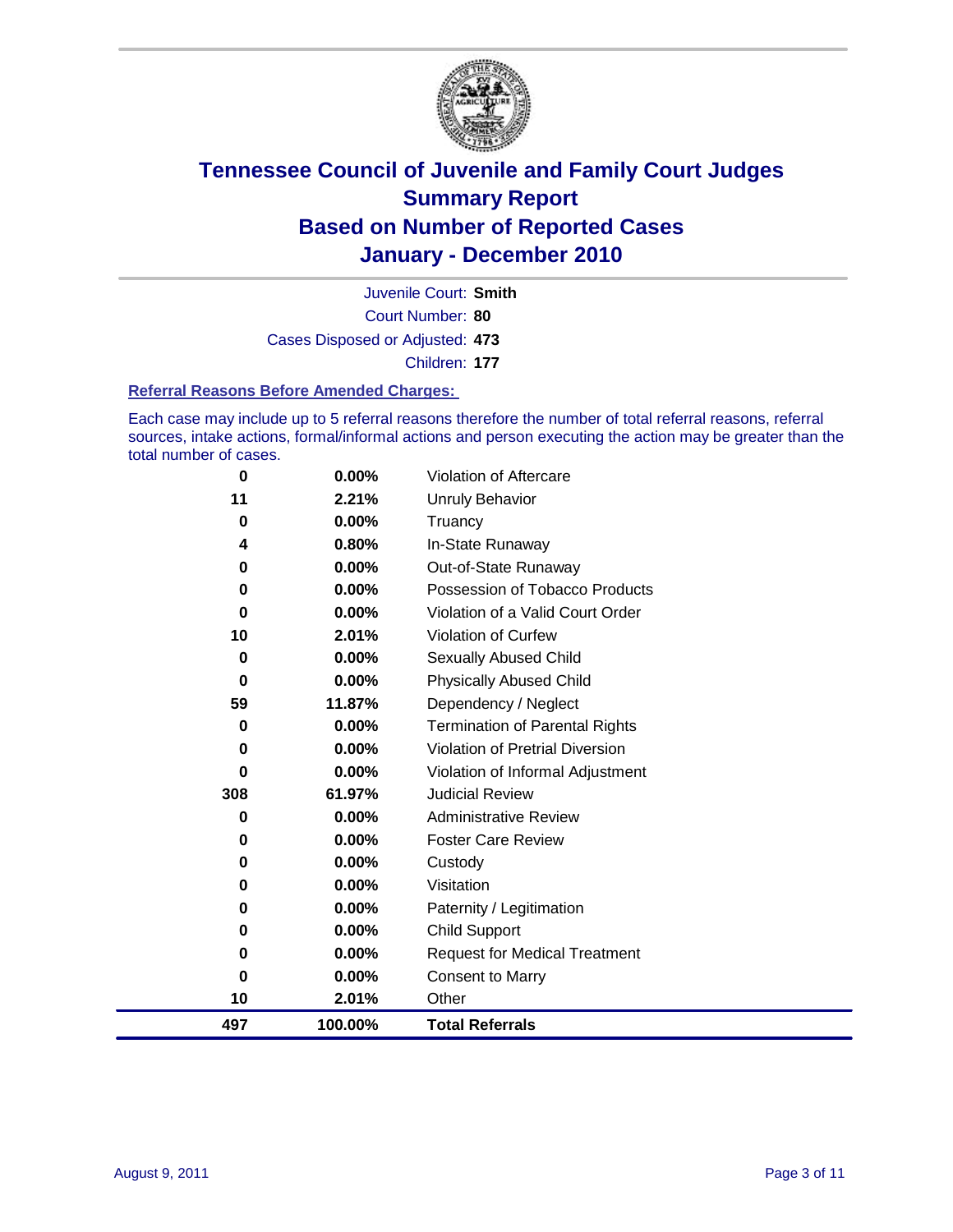# Tennessee Council of Juvenile and Family Court Judges
## Summary Report
## Based on Number of Reported Cases
## January - December 2010

Juvenile Court: **Smith**

Court Number: **80**

Cases Disposed or Adjusted: **473**

Children: **177**

### Referral Reasons Before Amended Charges:

Each case may include up to 5 referral reasons therefore the number of total referral reasons, referral sources, intake actions, formal/informal actions and person executing the action may be greater than the total number of cases.

| Count | Percent | Referral Reason |
|---|---|---|
| 0 | 0.00% | Violation of Aftercare |
| 11 | 2.21% | Unruly Behavior |
| 0 | 0.00% | Truancy |
| 4 | 0.80% | In-State Runaway |
| 0 | 0.00% | Out-of-State Runaway |
| 0 | 0.00% | Possession of Tobacco Products |
| 0 | 0.00% | Violation of a Valid Court Order |
| 10 | 2.01% | Violation of Curfew |
| 0 | 0.00% | Sexually Abused Child |
| 0 | 0.00% | Physically Abused Child |
| 59 | 11.87% | Dependency / Neglect |
| 0 | 0.00% | Termination of Parental Rights |
| 0 | 0.00% | Violation of Pretrial Diversion |
| 0 | 0.00% | Violation of Informal Adjustment |
| 308 | 61.97% | Judicial Review |
| 0 | 0.00% | Administrative Review |
| 0 | 0.00% | Foster Care Review |
| 0 | 0.00% | Custody |
| 0 | 0.00% | Visitation |
| 0 | 0.00% | Paternity / Legitimation |
| 0 | 0.00% | Child Support |
| 0 | 0.00% | Request for Medical Treatment |
| 0 | 0.00% | Consent to Marry |
| 10 | 2.01% | Other |
| **497** | **100.00%** | **Total Referrals** |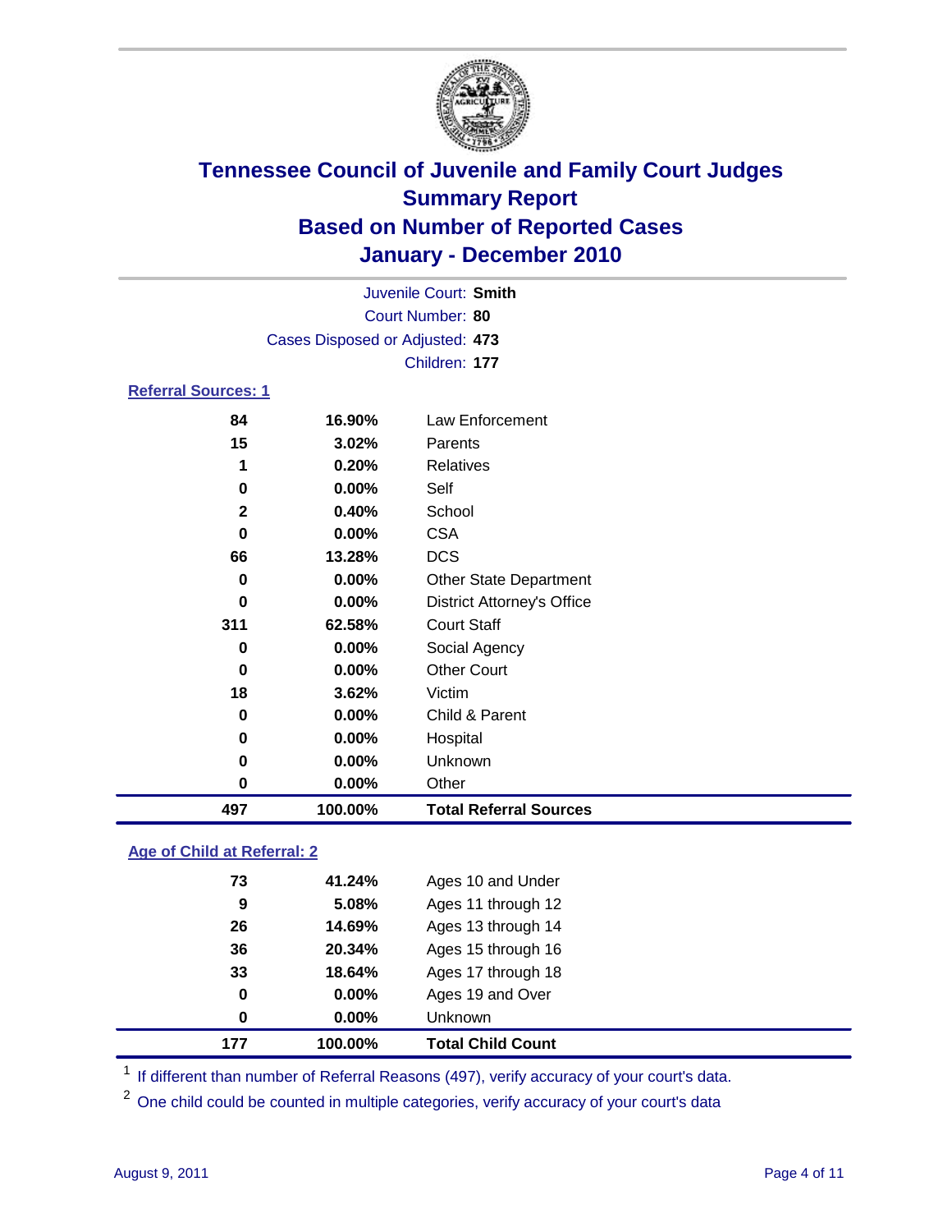# Tennessee Council of Juvenile and Family Court Judges
## Summary Report
## Based on Number of Reported Cases
## January - December 2010

Juvenile Court: **Smith**
Court Number: **80**
Cases Disposed or Adjusted: **473**
Children: **177**

### Referral Sources: 1

| Count | Percent | Source |
|---|---|---|
| 84 | 16.90% | Law Enforcement |
| 15 | 3.02% | Parents |
| 1 | 0.20% | Relatives |
| 0 | 0.00% | Self |
| 2 | 0.40% | School |
| 0 | 0.00% | CSA |
| 66 | 13.28% | DCS |
| 0 | 0.00% | Other State Department |
| 0 | 0.00% | District Attorney's Office |
| 311 | 62.58% | Court Staff |
| 0 | 0.00% | Social Agency |
| 0 | 0.00% | Other Court |
| 18 | 3.62% | Victim |
| 0 | 0.00% | Child & Parent |
| 0 | 0.00% | Hospital |
| 0 | 0.00% | Unknown |
| 0 | 0.00% | Other |
| **497** | **100.00%** | **Total Referral Sources** |

### Age of Child at Referral: 2

| Count | Percent | Age |
|---|---|---|
| 73 | 41.24% | Ages 10 and Under |
| 9 | 5.08% | Ages 11 through 12 |
| 26 | 14.69% | Ages 13 through 14 |
| 36 | 20.34% | Ages 15 through 16 |
| 33 | 18.64% | Ages 17 through 18 |
| 0 | 0.00% | Ages 19 and Over |
| 0 | 0.00% | Unknown |
| **177** | **100.00%** | **Total Child Count** |

[1] If different than number of Referral Reasons (497), verify accuracy of your court's data.

[2] One child could be counted in multiple categories, verify accuracy of your court's data

August 9, 2011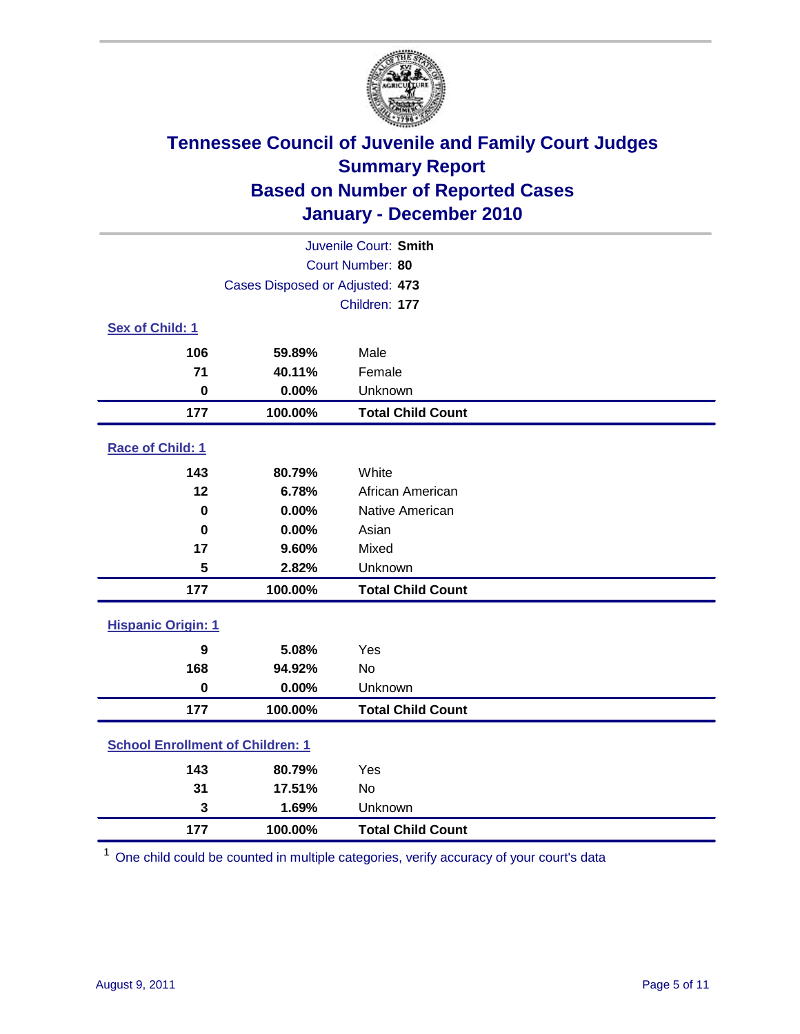# Tennessee Council of Juvenile and Family Court Judges
## Summary Report
## Based on Number of Reported Cases
## January - December 2010

Juvenile Court: **Smith**
Court Number: **80**
Cases Disposed or Adjusted: **473**
Children: **177**

### Sex of Child: 1

| | | |
|---|---|---|
| 106 | 59.89% | Male |
| 71 | 40.11% | Female |
| 0 | 0.00% | Unknown |
| **177** | **100.00%** | **Total Child Count** |

### Race of Child: 1

| | | |
|---|---|---|
| 143 | 80.79% | White |
| 12 | 6.78% | African American |
| 0 | 0.00% | Native American |
| 0 | 0.00% | Asian |
| 17 | 9.60% | Mixed |
| 5 | 2.82% | Unknown |
| **177** | **100.00%** | **Total Child Count** |

### Hispanic Origin: 1

| | | |
|---|---|---|
| 9 | 5.08% | Yes |
| 168 | 94.92% | No |
| 0 | 0.00% | Unknown |
| **177** | **100.00%** | **Total Child Count** |

### School Enrollment of Children: 1

| | | |
|---|---|---|
| 143 | 80.79% | Yes |
| 31 | 17.51% | No |
| 3 | 1.69% | Unknown |
| **177** | **100.00%** | **Total Child Count** |

[1] One child could be counted in multiple categories, verify accuracy of your court's data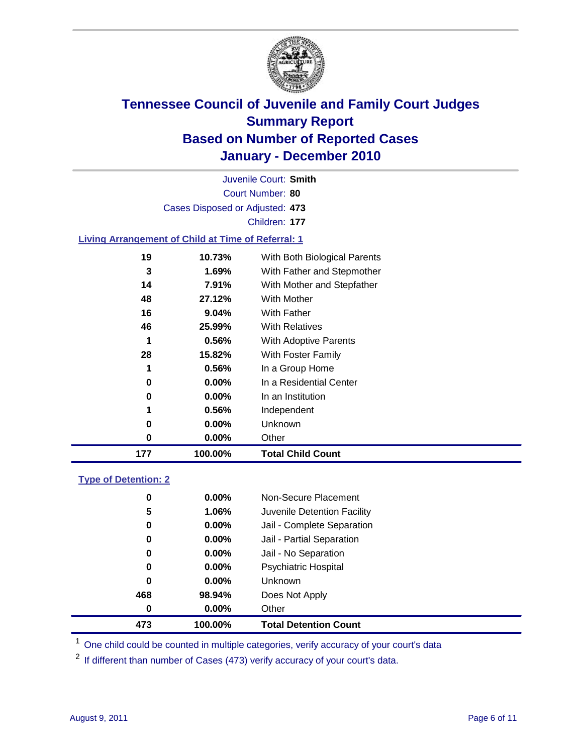# Tennessee Council of Juvenile and Family Court Judges
## Summary Report
## Based on Number of Reported Cases
## January - December 2010

Juvenile Court: **Smith**
Court Number: **80**
Cases Disposed or Adjusted: **473**
Children: **177**

### Living Arrangement of Child at Time of Referral: 1

| Count | Percent | Category |
|---|---|---|
| 19 | 10.73% | With Both Biological Parents |
| 3 | 1.69% | With Father and Stepmother |
| 14 | 7.91% | With Mother and Stepfather |
| 48 | 27.12% | With Mother |
| 16 | 9.04% | With Father |
| 46 | 25.99% | With Relatives |
| 1 | 0.56% | With Adoptive Parents |
| 28 | 15.82% | With Foster Family |
| 1 | 0.56% | In a Group Home |
| 0 | 0.00% | In a Residential Center |
| 0 | 0.00% | In an Institution |
| 1 | 0.56% | Independent |
| 0 | 0.00% | Unknown |
| 0 | 0.00% | Other |
| **177** | **100.00%** | **Total Child Count** |

### Type of Detention: 2

| Count | Percent | Category |
|---|---|---|
| 0 | 0.00% | Non-Secure Placement |
| 5 | 1.06% | Juvenile Detention Facility |
| 0 | 0.00% | Jail - Complete Separation |
| 0 | 0.00% | Jail - Partial Separation |
| 0 | 0.00% | Jail - No Separation |
| 0 | 0.00% | Psychiatric Hospital |
| 0 | 0.00% | Unknown |
| 468 | 98.94% | Does Not Apply |
| 0 | 0.00% | Other |
| **473** | **100.00%** | **Total Detention Count** |

[1] One child could be counted in multiple categories, verify accuracy of your court's data

[2] If different than number of Cases (473) verify accuracy of your court's data.

August 9, 2011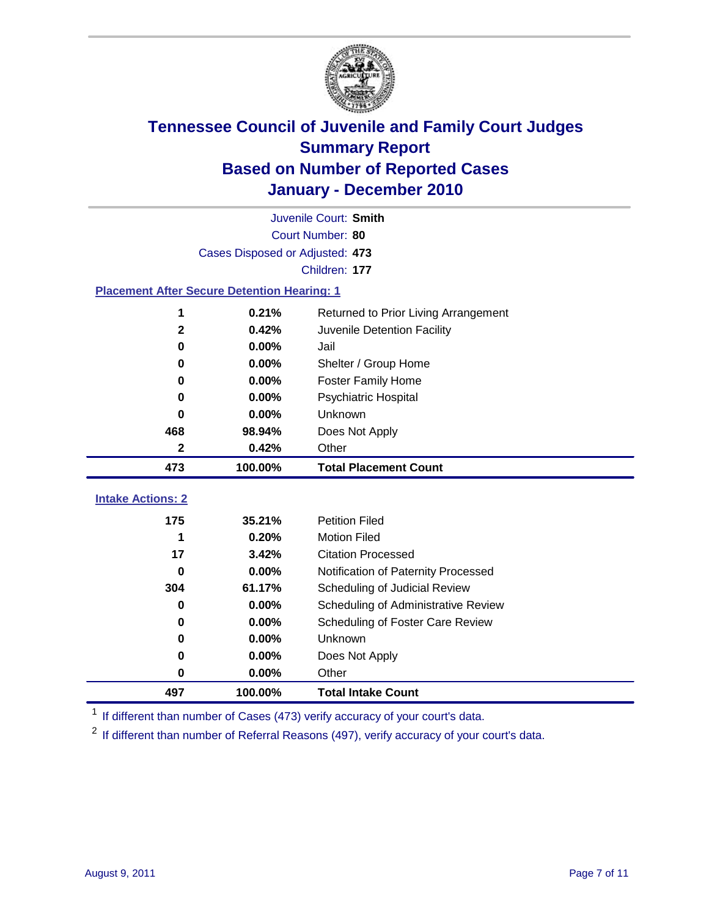# Tennessee Council of Juvenile and Family Court Judges
## Summary Report
## Based on Number of Reported Cases
## January - December 2010

Juvenile Court: **Smith**

Court Number: **80**

Cases Disposed or Adjusted: **473**

Children: **177**

### Placement After Secure Detention Hearing: 1

| Count | Percent | Placement |
|---|---|---|
| 1 | 0.21% | Returned to Prior Living Arrangement |
| 2 | 0.42% | Juvenile Detention Facility |
| 0 | 0.00% | Jail |
| 0 | 0.00% | Shelter / Group Home |
| 0 | 0.00% | Foster Family Home |
| 0 | 0.00% | Psychiatric Hospital |
| 0 | 0.00% | Unknown |
| 468 | 98.94% | Does Not Apply |
| 2 | 0.42% | Other |
| **473** | **100.00%** | **Total Placement Count** |

### Intake Actions: 2

| Count | Percent | Intake Action |
|---|---|---|
| 175 | 35.21% | Petition Filed |
| 1 | 0.20% | Motion Filed |
| 17 | 3.42% | Citation Processed |
| 0 | 0.00% | Notification of Paternity Processed |
| 304 | 61.17% | Scheduling of Judicial Review |
| 0 | 0.00% | Scheduling of Administrative Review |
| 0 | 0.00% | Scheduling of Foster Care Review |
| 0 | 0.00% | Unknown |
| 0 | 0.00% | Does Not Apply |
| 0 | 0.00% | Other |
| **497** | **100.00%** | **Total Intake Count** |

[1] If different than number of Cases (473) verify accuracy of your court's data.

[2] If different than number of Referral Reasons (497), verify accuracy of your court's data.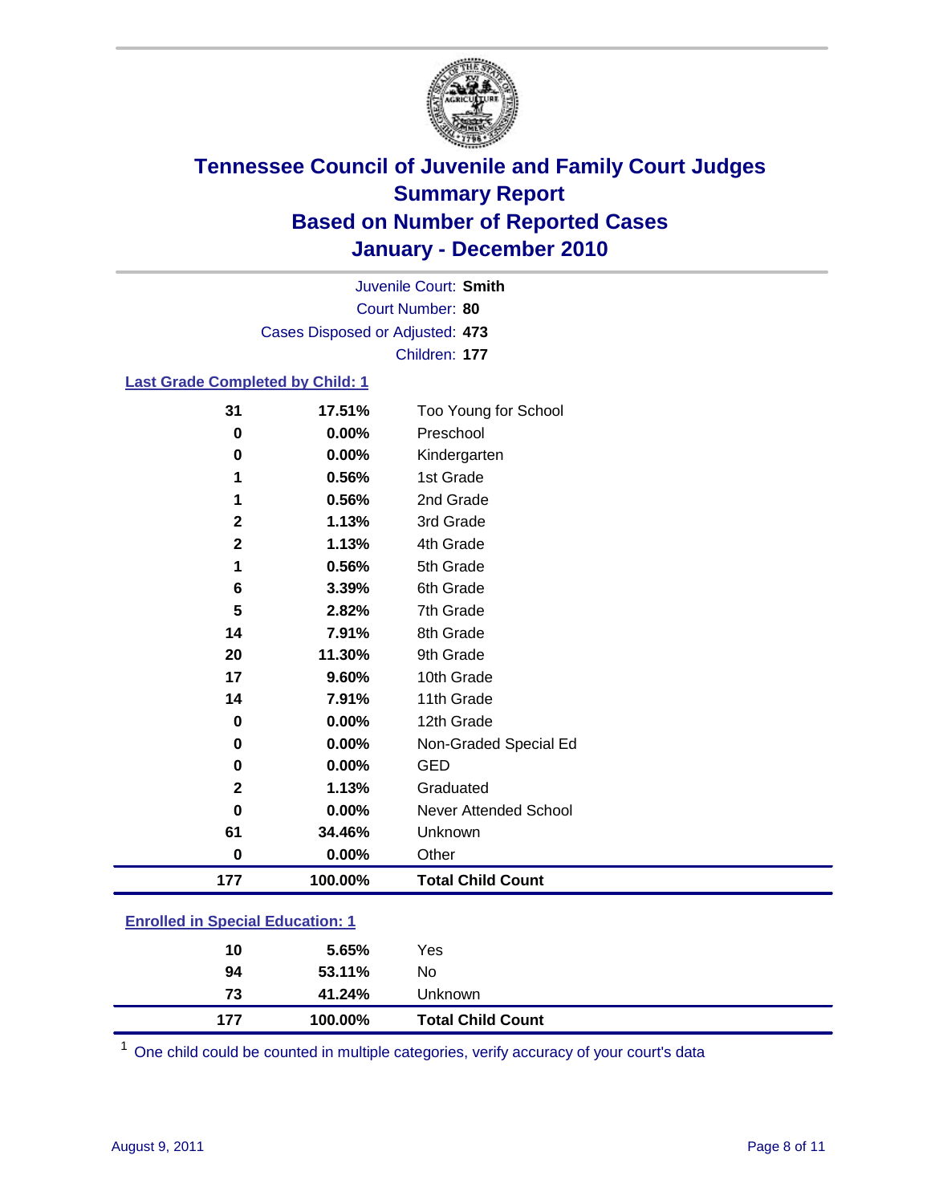# Tennessee Council of Juvenile and Family Court Judges
## Summary Report
## Based on Number of Reported Cases
## January - December 2010

Juvenile Court: **Smith**
Court Number: **80**
Cases Disposed or Adjusted: **473**
Children: **177**

### Last Grade Completed by Child: 1

| | | |
|---|---|---|
| 31 | 17.51% | Too Young for School |
| 0 | 0.00% | Preschool |
| 0 | 0.00% | Kindergarten |
| 1 | 0.56% | 1st Grade |
| 1 | 0.56% | 2nd Grade |
| 2 | 1.13% | 3rd Grade |
| 2 | 1.13% | 4th Grade |
| 1 | 0.56% | 5th Grade |
| 6 | 3.39% | 6th Grade |
| 5 | 2.82% | 7th Grade |
| 14 | 7.91% | 8th Grade |
| 20 | 11.30% | 9th Grade |
| 17 | 9.60% | 10th Grade |
| 14 | 7.91% | 11th Grade |
| 0 | 0.00% | 12th Grade |
| 0 | 0.00% | Non-Graded Special Ed |
| 0 | 0.00% | GED |
| 2 | 1.13% | Graduated |
| 0 | 0.00% | Never Attended School |
| 61 | 34.46% | Unknown |
| 0 | 0.00% | Other |
| **177** | **100.00%** | **Total Child Count** |

### Enrolled in Special Education: 1

| | | |
|---|---|---|
| 10 | 5.65% | Yes |
| 94 | 53.11% | No |
| 73 | 41.24% | Unknown |
| **177** | **100.00%** | **Total Child Count** |

[1] One child could be counted in multiple categories, verify accuracy of your court's data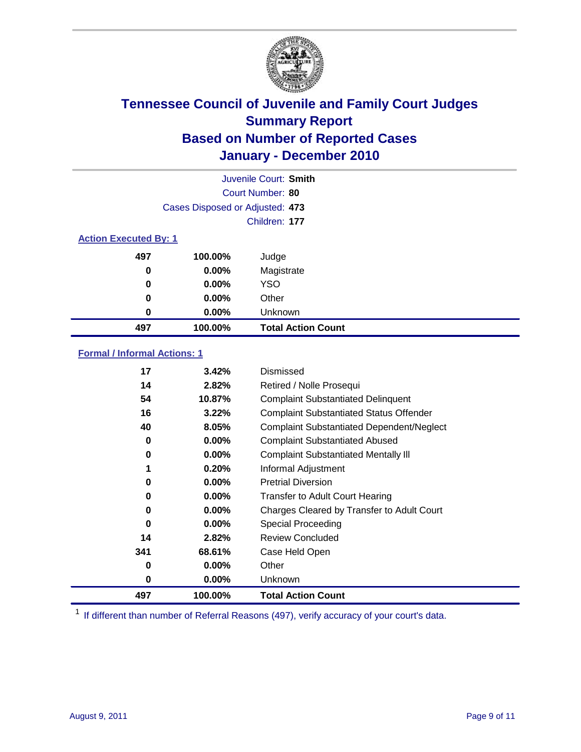# Tennessee Council of Juvenile and Family Court Judges
## Summary Report
## Based on Number of Reported Cases
## January - December 2010

Juvenile Court: **Smith**

Court Number: **80**

Cases Disposed or Adjusted: **473**

Children: **177**

### Action Executed By: 1

| Count | Percent | Action |
|---|---|---|
| 497 | 100.00% | Judge |
| 0 | 0.00% | Magistrate |
| 0 | 0.00% | YSO |
| 0 | 0.00% | Other |
| 0 | 0.00% | Unknown |
| **497** | **100.00%** | **Total Action Count** |

### Formal / Informal Actions: 1

| Count | Percent | Action |
|---|---|---|
| 17 | 3.42% | Dismissed |
| 14 | 2.82% | Retired / Nolle Prosequi |
| 54 | 10.87% | Complaint Substantiated Delinquent |
| 16 | 3.22% | Complaint Substantiated Status Offender |
| 40 | 8.05% | Complaint Substantiated Dependent/Neglect |
| 0 | 0.00% | Complaint Substantiated Abused |
| 0 | 0.00% | Complaint Substantiated Mentally Ill |
| 1 | 0.20% | Informal Adjustment |
| 0 | 0.00% | Pretrial Diversion |
| 0 | 0.00% | Transfer to Adult Court Hearing |
| 0 | 0.00% | Charges Cleared by Transfer to Adult Court |
| 0 | 0.00% | Special Proceeding |
| 14 | 2.82% | Review Concluded |
| 341 | 68.61% | Case Held Open |
| 0 | 0.00% | Other |
| 0 | 0.00% | Unknown |
| **497** | **100.00%** | **Total Action Count** |

[1] If different than number of Referral Reasons (497), verify accuracy of your court's data.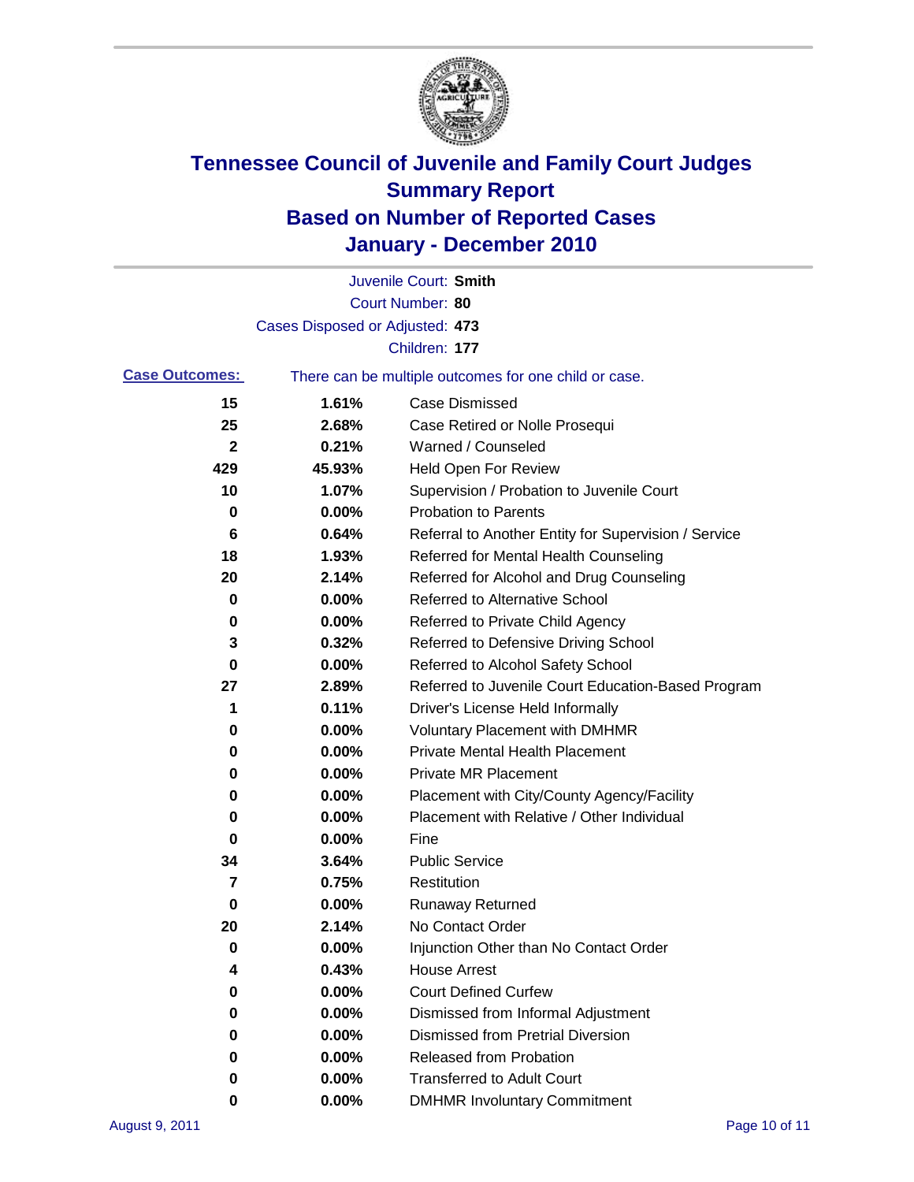# Tennessee Council of Juvenile and Family Court Judges
# Summary Report
# Based on Number of Reported Cases
# January - December 2010

Juvenile Court: **Smith**

Court Number: **80**

Cases Disposed or Adjusted: **473**

Children: **177**

**Case Outcomes:** There can be multiple outcomes for one child or case.

| | | |
|---|---|---|
| 15 | 1.61% | Case Dismissed |
| 25 | 2.68% | Case Retired or Nolle Prosequi |
| 2 | 0.21% | Warned / Counseled |
| 429 | 45.93% | Held Open For Review |
| 10 | 1.07% | Supervision / Probation to Juvenile Court |
| 0 | 0.00% | Probation to Parents |
| 6 | 0.64% | Referral to Another Entity for Supervision / Service |
| 18 | 1.93% | Referred for Mental Health Counseling |
| 20 | 2.14% | Referred for Alcohol and Drug Counseling |
| 0 | 0.00% | Referred to Alternative School |
| 0 | 0.00% | Referred to Private Child Agency |
| 3 | 0.32% | Referred to Defensive Driving School |
| 0 | 0.00% | Referred to Alcohol Safety School |
| 27 | 2.89% | Referred to Juvenile Court Education-Based Program |
| 1 | 0.11% | Driver's License Held Informally |
| 0 | 0.00% | Voluntary Placement with DMHMR |
| 0 | 0.00% | Private Mental Health Placement |
| 0 | 0.00% | Private MR Placement |
| 0 | 0.00% | Placement with City/County Agency/Facility |
| 0 | 0.00% | Placement with Relative / Other Individual |
| 0 | 0.00% | Fine |
| 34 | 3.64% | Public Service |
| 7 | 0.75% | Restitution |
| 0 | 0.00% | Runaway Returned |
| 20 | 2.14% | No Contact Order |
| 0 | 0.00% | Injunction Other than No Contact Order |
| 4 | 0.43% | House Arrest |
| 0 | 0.00% | Court Defined Curfew |
| 0 | 0.00% | Dismissed from Informal Adjustment |
| 0 | 0.00% | Dismissed from Pretrial Diversion |
| 0 | 0.00% | Released from Probation |
| 0 | 0.00% | Transferred to Adult Court |
| 0 | 0.00% | DMHMR Involuntary Commitment |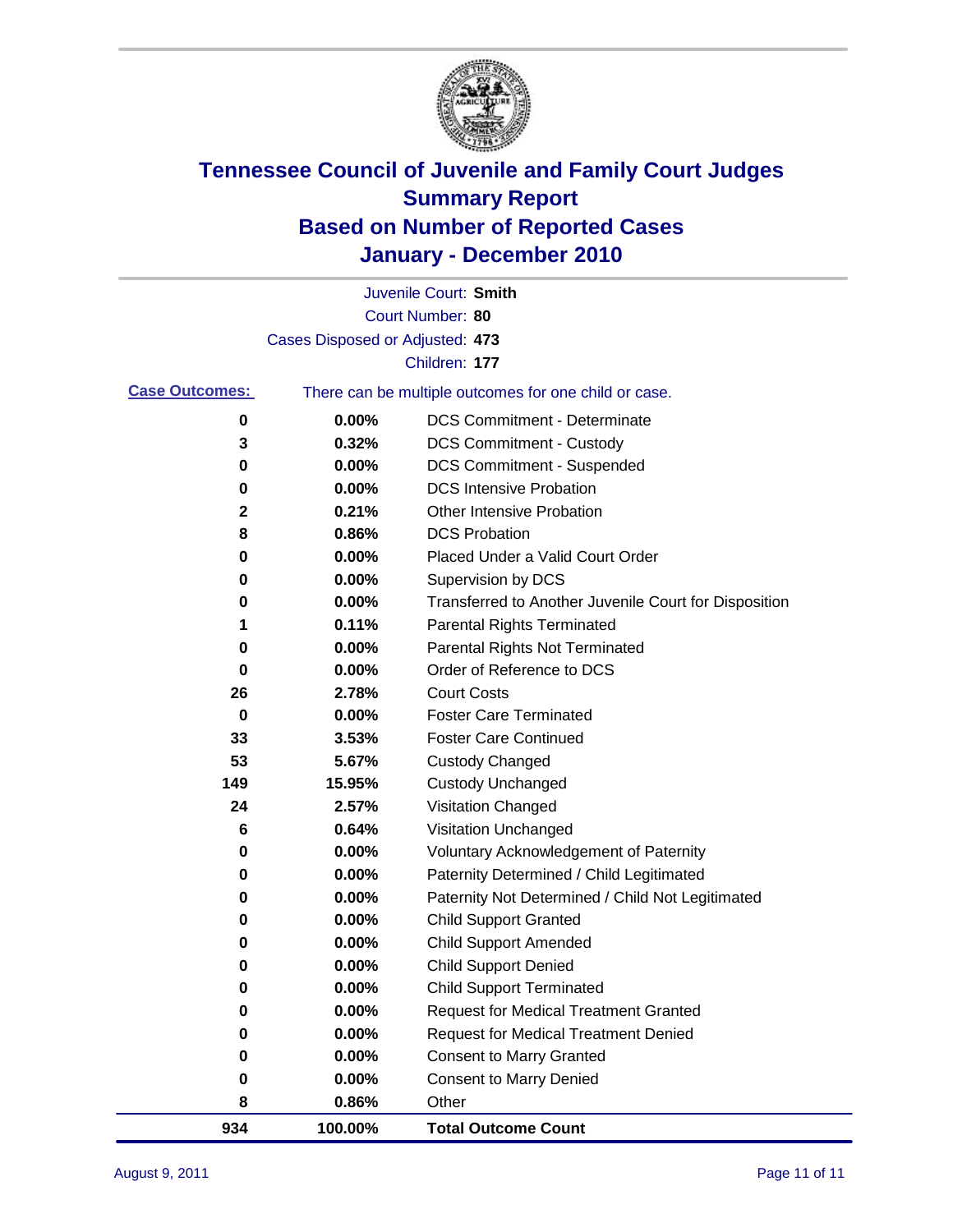# Tennessee Council of Juvenile and Family Court Judges
## Summary Report
## Based on Number of Reported Cases
## January - December 2010

Juvenile Court: **Smith**

Court Number: **80**

Cases Disposed or Adjusted: **473**

Children: **177**

**Case Outcomes:** There can be multiple outcomes for one child or case.

| | | |
|---|---|---|
| 0 | 0.00% | DCS Commitment - Determinate |
| 3 | 0.32% | DCS Commitment - Custody |
| 0 | 0.00% | DCS Commitment - Suspended |
| 0 | 0.00% | DCS Intensive Probation |
| 2 | 0.21% | Other Intensive Probation |
| 8 | 0.86% | DCS Probation |
| 0 | 0.00% | Placed Under a Valid Court Order |
| 0 | 0.00% | Supervision by DCS |
| 0 | 0.00% | Transferred to Another Juvenile Court for Disposition |
| 1 | 0.11% | Parental Rights Terminated |
| 0 | 0.00% | Parental Rights Not Terminated |
| 0 | 0.00% | Order of Reference to DCS |
| 26 | 2.78% | Court Costs |
| 0 | 0.00% | Foster Care Terminated |
| 33 | 3.53% | Foster Care Continued |
| 53 | 5.67% | Custody Changed |
| 149 | 15.95% | Custody Unchanged |
| 24 | 2.57% | Visitation Changed |
| 6 | 0.64% | Visitation Unchanged |
| 0 | 0.00% | Voluntary Acknowledgement of Paternity |
| 0 | 0.00% | Paternity Determined / Child Legitimated |
| 0 | 0.00% | Paternity Not Determined / Child Not Legitimated |
| 0 | 0.00% | Child Support Granted |
| 0 | 0.00% | Child Support Amended |
| 0 | 0.00% | Child Support Denied |
| 0 | 0.00% | Child Support Terminated |
| 0 | 0.00% | Request for Medical Treatment Granted |
| 0 | 0.00% | Request for Medical Treatment Denied |
| 0 | 0.00% | Consent to Marry Granted |
| 0 | 0.00% | Consent to Marry Denied |
| 8 | 0.86% | Other |
| **934** | **100.00%** | **Total Outcome Count** |

August 9, 2011